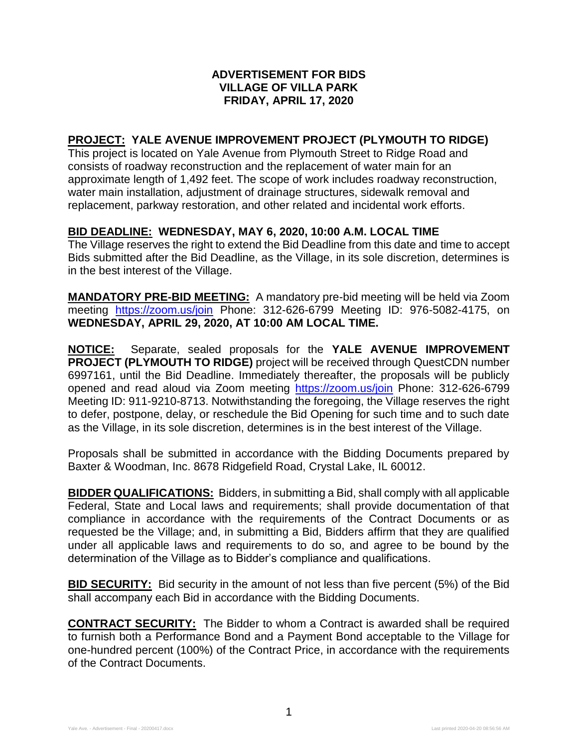**ADVERTISEMENT FOR BIDS**
**VILLAGE OF VILLA PARK**
**FRIDAY, APRIL 17, 2020**

**<u>PROJECT:</u> YALE AVENUE IMPROVEMENT PROJECT (PLYMOUTH TO RIDGE)**

This project is located on Yale Avenue from Plymouth Street to Ridge Road and consists of roadway reconstruction and the replacement of water main for an approximate length of 1,492 feet. The scope of work includes roadway reconstruction, water main installation, adjustment of drainage structures, sidewalk removal and replacement, parkway restoration, and other related and incidental work efforts.

**<u>BID DEADLINE:</u> WEDNESDAY, MAY 6, 2020, 10:00 A.M. LOCAL TIME**

The Village reserves the right to extend the Bid Deadline from this date and time to accept Bids submitted after the Bid Deadline, as the Village, in its sole discretion, determines is in the best interest of the Village.

**<u>MANDATORY PRE-BID MEETING:</u>** A mandatory pre-bid meeting will be held via Zoom meeting https://zoom.us/join Phone: 312-626-6799 Meeting ID: 976-5082-4175, on **WEDNESDAY, APRIL 29, 2020, AT 10:00 AM LOCAL TIME.**

**<u>NOTICE:</u>** Separate, sealed proposals for the **YALE AVENUE IMPROVEMENT PROJECT (PLYMOUTH TO RIDGE)** project will be received through QuestCDN number 6997161, until the Bid Deadline. Immediately thereafter, the proposals will be publicly opened and read aloud via Zoom meeting https://zoom.us/join Phone: 312-626-6799 Meeting ID: 911-9210-8713. Notwithstanding the foregoing, the Village reserves the right to defer, postpone, delay, or reschedule the Bid Opening for such time and to such date as the Village, in its sole discretion, determines is in the best interest of the Village.

Proposals shall be submitted in accordance with the Bidding Documents prepared by Baxter & Woodman, Inc. 8678 Ridgefield Road, Crystal Lake, IL 60012.

**<u>BIDDER QUALIFICATIONS:</u>** Bidders, in submitting a Bid, shall comply with all applicable Federal, State and Local laws and requirements; shall provide documentation of that compliance in accordance with the requirements of the Contract Documents or as requested be the Village; and, in submitting a Bid, Bidders affirm that they are qualified under all applicable laws and requirements to do so, and agree to be bound by the determination of the Village as to Bidder's compliance and qualifications.

**<u>BID SECURITY:</u>** Bid security in the amount of not less than five percent (5%) of the Bid shall accompany each Bid in accordance with the Bidding Documents.

**<u>CONTRACT SECURITY:</u>** The Bidder to whom a Contract is awarded shall be required to furnish both a Performance Bond and a Payment Bond acceptable to the Village for one-hundred percent (100%) of the Contract Price, in accordance with the requirements of the Contract Documents.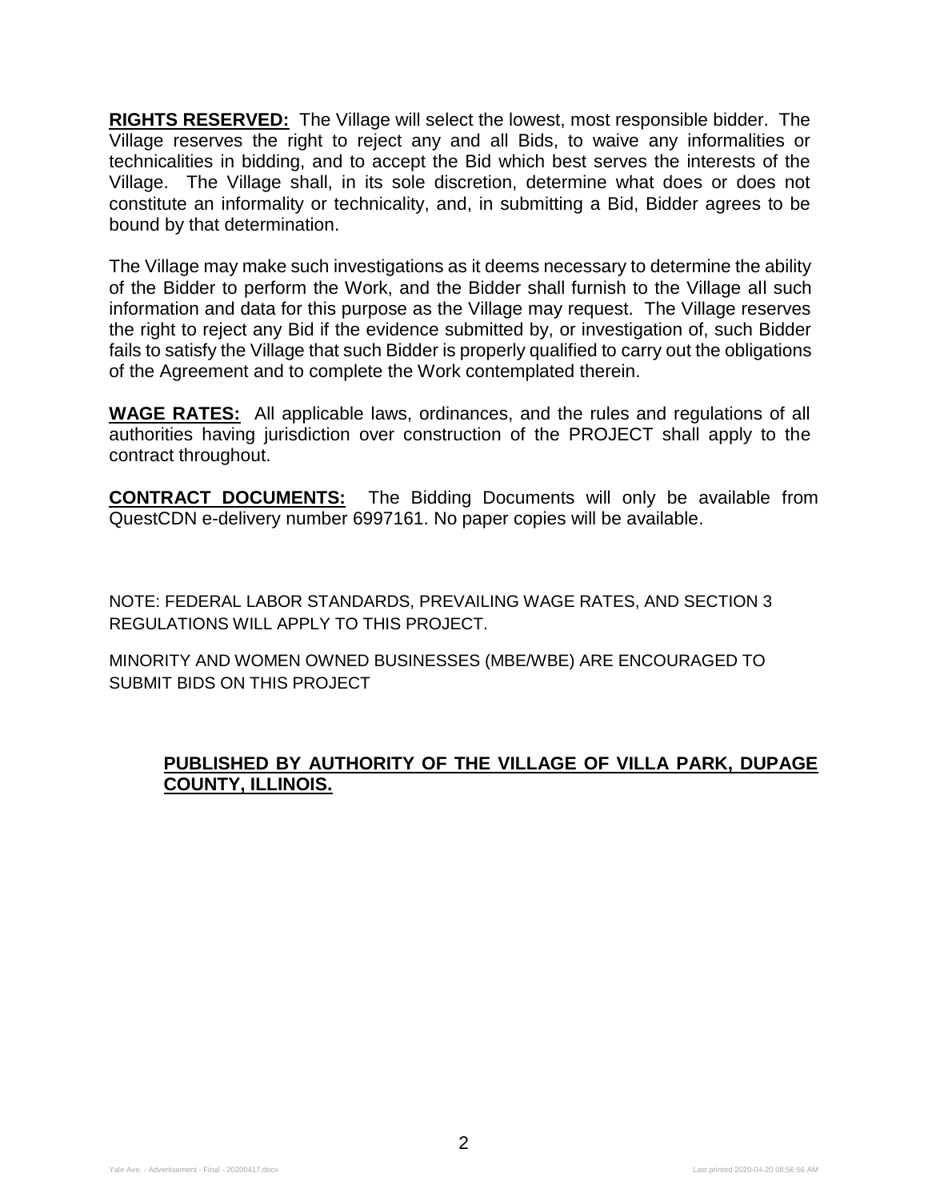**RIGHTS RESERVED:** The Village will select the lowest, most responsible bidder. The Village reserves the right to reject any and all Bids, to waive any informalities or technicalities in bidding, and to accept the Bid which best serves the interests of the Village. The Village shall, in its sole discretion, determine what does or does not constitute an informality or technicality, and, in submitting a Bid, Bidder agrees to be bound by that determination.

The Village may make such investigations as it deems necessary to determine the ability of the Bidder to perform the Work, and the Bidder shall furnish to the Village all such information and data for this purpose as the Village may request. The Village reserves the right to reject any Bid if the evidence submitted by, or investigation of, such Bidder fails to satisfy the Village that such Bidder is properly qualified to carry out the obligations of the Agreement and to complete the Work contemplated therein.

**WAGE RATES:** All applicable laws, ordinances, and the rules and regulations of all authorities having jurisdiction over construction of the PROJECT shall apply to the contract throughout.

**CONTRACT DOCUMENTS:** The Bidding Documents will only be available from QuestCDN e-delivery number 6997161. No paper copies will be available.

NOTE: FEDERAL LABOR STANDARDS, PREVAILING WAGE RATES, AND SECTION 3 REGULATIONS WILL APPLY TO THIS PROJECT.

MINORITY AND WOMEN OWNED BUSINESSES (MBE/WBE) ARE ENCOURAGED TO SUBMIT BIDS ON THIS PROJECT

**PUBLISHED BY AUTHORITY OF THE VILLAGE OF VILLA PARK, DUPAGE COUNTY, ILLINOIS.**